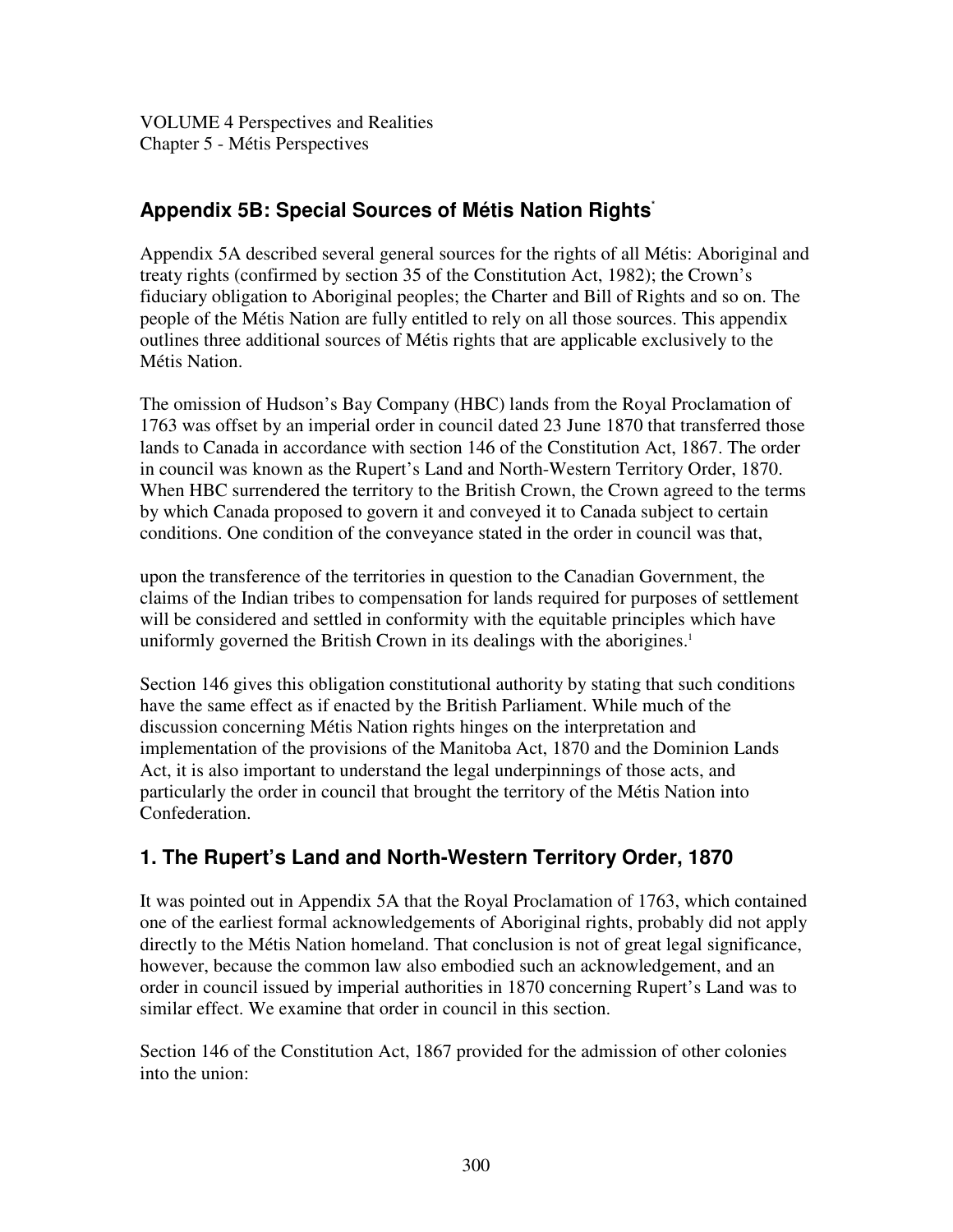VOLUME 4 Perspectives and Realities
Chapter 5 - Métis Perspectives

## Appendix 5B: Special Sources of Métis Nation Rights[*]

Appendix 5A described several general sources for the rights of all Métis: Aboriginal and treaty rights (confirmed by section 35 of the Constitution Act, 1982); the Crown's fiduciary obligation to Aboriginal peoples; the Charter and Bill of Rights and so on. The people of the Métis Nation are fully entitled to rely on all those sources. This appendix outlines three additional sources of Métis rights that are applicable exclusively to the Métis Nation.

The omission of Hudson's Bay Company (HBC) lands from the Royal Proclamation of 1763 was offset by an imperial order in council dated 23 June 1870 that transferred those lands to Canada in accordance with section 146 of the Constitution Act, 1867. The order in council was known as the Rupert's Land and North-Western Territory Order, 1870. When HBC surrendered the territory to the British Crown, the Crown agreed to the terms by which Canada proposed to govern it and conveyed it to Canada subject to certain conditions. One condition of the conveyance stated in the order in council was that,

upon the transference of the territories in question to the Canadian Government, the claims of the Indian tribes to compensation for lands required for purposes of settlement will be considered and settled in conformity with the equitable principles which have uniformly governed the British Crown in its dealings with the aborigines.[1]

Section 146 gives this obligation constitutional authority by stating that such conditions have the same effect as if enacted by the British Parliament. While much of the discussion concerning Métis Nation rights hinges on the interpretation and implementation of the provisions of the Manitoba Act, 1870 and the Dominion Lands Act, it is also important to understand the legal underpinnings of those acts, and particularly the order in council that brought the territory of the Métis Nation into Confederation.

## 1. The Rupert's Land and North-Western Territory Order, 1870

It was pointed out in Appendix 5A that the Royal Proclamation of 1763, which contained one of the earliest formal acknowledgements of Aboriginal rights, probably did not apply directly to the Métis Nation homeland. That conclusion is not of great legal significance, however, because the common law also embodied such an acknowledgement, and an order in council issued by imperial authorities in 1870 concerning Rupert's Land was to similar effect. We examine that order in council in this section.

Section 146 of the Constitution Act, 1867 provided for the admission of other colonies into the union: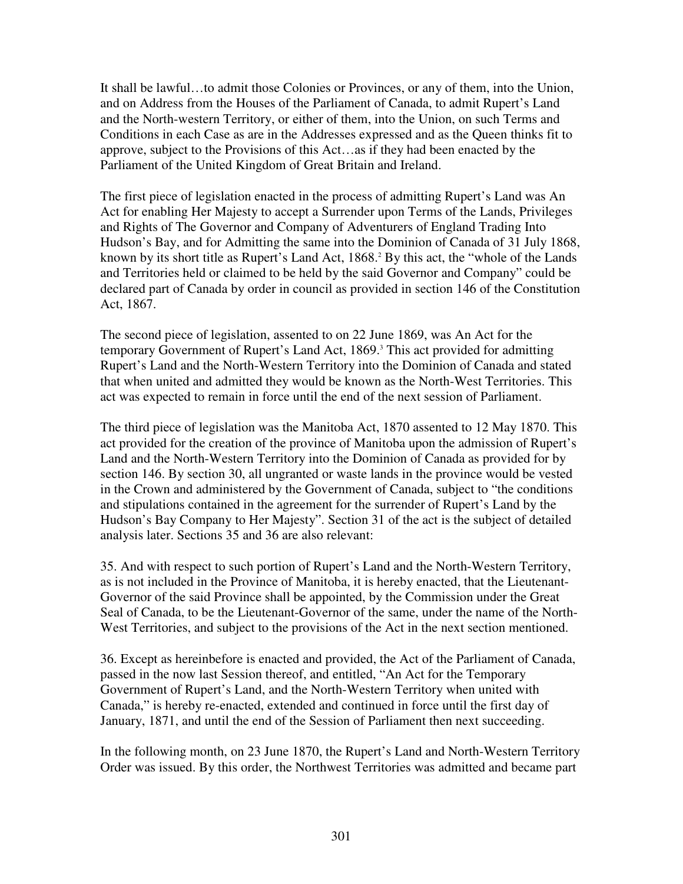It shall be lawful…to admit those Colonies or Provinces, or any of them, into the Union, and on Address from the Houses of the Parliament of Canada, to admit Rupert's Land and the North-western Territory, or either of them, into the Union, on such Terms and Conditions in each Case as are in the Addresses expressed and as the Queen thinks fit to approve, subject to the Provisions of this Act…as if they had been enacted by the Parliament of the United Kingdom of Great Britain and Ireland.

The first piece of legislation enacted in the process of admitting Rupert's Land was An Act for enabling Her Majesty to accept a Surrender upon Terms of the Lands, Privileges and Rights of The Governor and Company of Adventurers of England Trading Into Hudson's Bay, and for Admitting the same into the Dominion of Canada of 31 July 1868, known by its short title as Rupert's Land Act, 1868.[2] By this act, the "whole of the Lands and Territories held or claimed to be held by the said Governor and Company" could be declared part of Canada by order in council as provided in section 146 of the Constitution Act, 1867.

The second piece of legislation, assented to on 22 June 1869, was An Act for the temporary Government of Rupert's Land Act, 1869.[3] This act provided for admitting Rupert's Land and the North-Western Territory into the Dominion of Canada and stated that when united and admitted they would be known as the North-West Territories. This act was expected to remain in force until the end of the next session of Parliament.

The third piece of legislation was the Manitoba Act, 1870 assented to 12 May 1870. This act provided for the creation of the province of Manitoba upon the admission of Rupert's Land and the North-Western Territory into the Dominion of Canada as provided for by section 146. By section 30, all ungranted or waste lands in the province would be vested in the Crown and administered by the Government of Canada, subject to "the conditions and stipulations contained in the agreement for the surrender of Rupert's Land by the Hudson's Bay Company to Her Majesty". Section 31 of the act is the subject of detailed analysis later. Sections 35 and 36 are also relevant:

35. And with respect to such portion of Rupert's Land and the North-Western Territory, as is not included in the Province of Manitoba, it is hereby enacted, that the Lieutenant-Governor of the said Province shall be appointed, by the Commission under the Great Seal of Canada, to be the Lieutenant-Governor of the same, under the name of the North-West Territories, and subject to the provisions of the Act in the next section mentioned.

36. Except as hereinbefore is enacted and provided, the Act of the Parliament of Canada, passed in the now last Session thereof, and entitled, "An Act for the Temporary Government of Rupert's Land, and the North-Western Territory when united with Canada," is hereby re-enacted, extended and continued in force until the first day of January, 1871, and until the end of the Session of Parliament then next succeeding.

In the following month, on 23 June 1870, the Rupert's Land and North-Western Territory Order was issued. By this order, the Northwest Territories was admitted and became part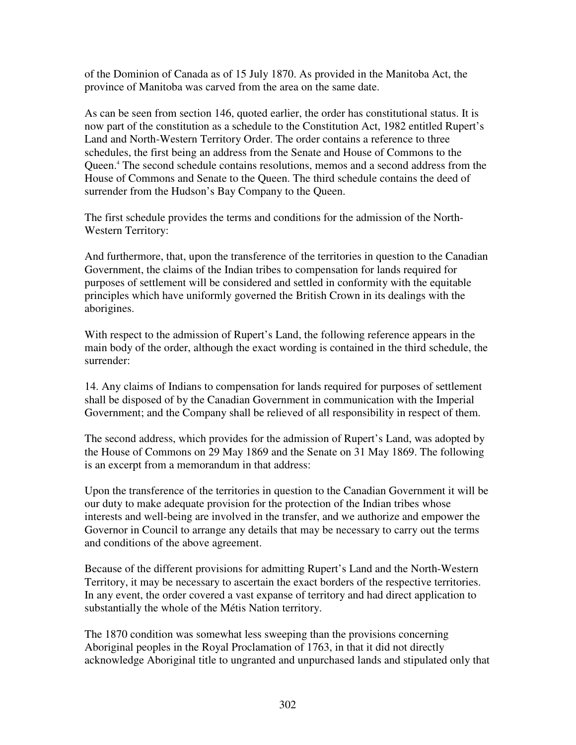of the Dominion of Canada as of 15 July 1870. As provided in the Manitoba Act, the province of Manitoba was carved from the area on the same date.

As can be seen from section 146, quoted earlier, the order has constitutional status. It is now part of the constitution as a schedule to the Constitution Act, 1982 entitled Rupert's Land and North-Western Territory Order. The order contains a reference to three schedules, the first being an address from the Senate and House of Commons to the Queen.[4] The second schedule contains resolutions, memos and a second address from the House of Commons and Senate to the Queen. The third schedule contains the deed of surrender from the Hudson's Bay Company to the Queen.

The first schedule provides the terms and conditions for the admission of the North-Western Territory:

And furthermore, that, upon the transference of the territories in question to the Canadian Government, the claims of the Indian tribes to compensation for lands required for purposes of settlement will be considered and settled in conformity with the equitable principles which have uniformly governed the British Crown in its dealings with the aborigines.

With respect to the admission of Rupert's Land, the following reference appears in the main body of the order, although the exact wording is contained in the third schedule, the surrender:

14. Any claims of Indians to compensation for lands required for purposes of settlement shall be disposed of by the Canadian Government in communication with the Imperial Government; and the Company shall be relieved of all responsibility in respect of them.

The second address, which provides for the admission of Rupert's Land, was adopted by the House of Commons on 29 May 1869 and the Senate on 31 May 1869. The following is an excerpt from a memorandum in that address:

Upon the transference of the territories in question to the Canadian Government it will be our duty to make adequate provision for the protection of the Indian tribes whose interests and well-being are involved in the transfer, and we authorize and empower the Governor in Council to arrange any details that may be necessary to carry out the terms and conditions of the above agreement.

Because of the different provisions for admitting Rupert's Land and the North-Western Territory, it may be necessary to ascertain the exact borders of the respective territories. In any event, the order covered a vast expanse of territory and had direct application to substantially the whole of the Métis Nation territory.

The 1870 condition was somewhat less sweeping than the provisions concerning Aboriginal peoples in the Royal Proclamation of 1763, in that it did not directly acknowledge Aboriginal title to ungranted and unpurchased lands and stipulated only that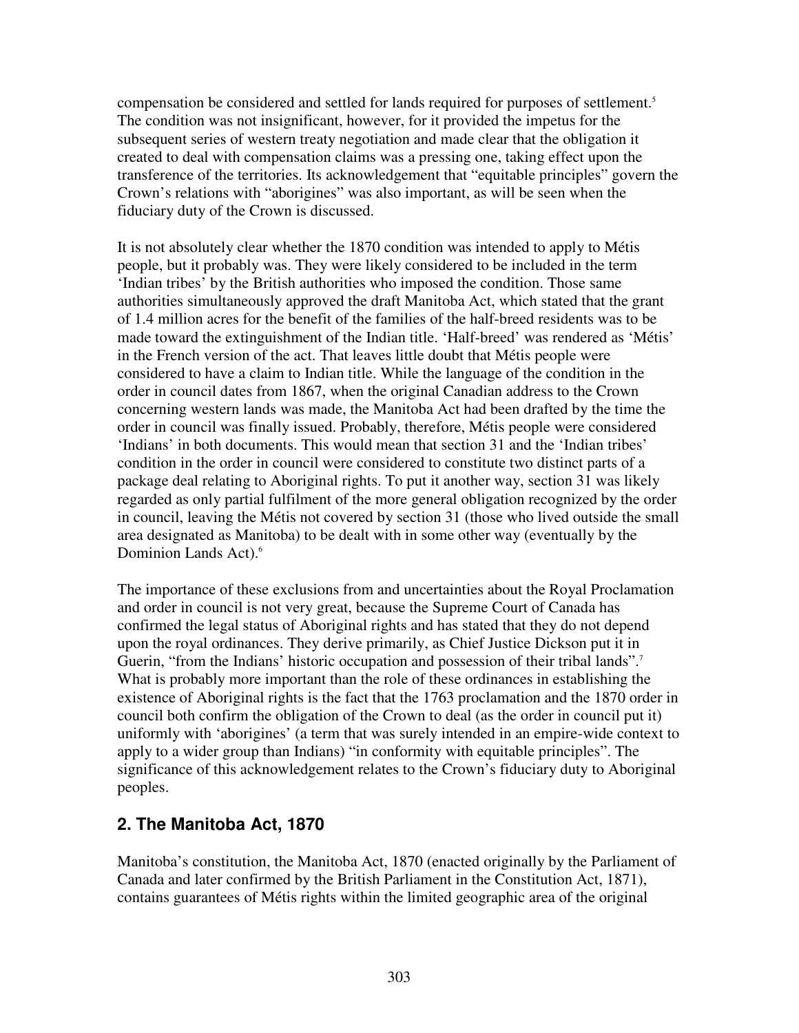compensation be considered and settled for lands required for purposes of settlement.[5] The condition was not insignificant, however, for it provided the impetus for the subsequent series of western treaty negotiation and made clear that the obligation it created to deal with compensation claims was a pressing one, taking effect upon the transference of the territories. Its acknowledgement that "equitable principles" govern the Crown's relations with "aborigines" was also important, as will be seen when the fiduciary duty of the Crown is discussed.

It is not absolutely clear whether the 1870 condition was intended to apply to Métis people, but it probably was. They were likely considered to be included in the term 'Indian tribes' by the British authorities who imposed the condition. Those same authorities simultaneously approved the draft Manitoba Act, which stated that the grant of 1.4 million acres for the benefit of the families of the half-breed residents was to be made toward the extinguishment of the Indian title. 'Half-breed' was rendered as 'Métis' in the French version of the act. That leaves little doubt that Métis people were considered to have a claim to Indian title. While the language of the condition in the order in council dates from 1867, when the original Canadian address to the Crown concerning western lands was made, the Manitoba Act had been drafted by the time the order in council was finally issued. Probably, therefore, Métis people were considered 'Indians' in both documents. This would mean that section 31 and the 'Indian tribes' condition in the order in council were considered to constitute two distinct parts of a package deal relating to Aboriginal rights. To put it another way, section 31 was likely regarded as only partial fulfilment of the more general obligation recognized by the order in council, leaving the Métis not covered by section 31 (those who lived outside the small area designated as Manitoba) to be dealt with in some other way (eventually by the Dominion Lands Act).[6]

The importance of these exclusions from and uncertainties about the Royal Proclamation and order in council is not very great, because the Supreme Court of Canada has confirmed the legal status of Aboriginal rights and has stated that they do not depend upon the royal ordinances. They derive primarily, as Chief Justice Dickson put it in Guerin, "from the Indians' historic occupation and possession of their tribal lands".[7] What is probably more important than the role of these ordinances in establishing the existence of Aboriginal rights is the fact that the 1763 proclamation and the 1870 order in council both confirm the obligation of the Crown to deal (as the order in council put it) uniformly with 'aborigines' (a term that was surely intended in an empire-wide context to apply to a wider group than Indians) "in conformity with equitable principles". The significance of this acknowledgement relates to the Crown's fiduciary duty to Aboriginal peoples.

## 2. The Manitoba Act, 1870

Manitoba's constitution, the Manitoba Act, 1870 (enacted originally by the Parliament of Canada and later confirmed by the British Parliament in the Constitution Act, 1871), contains guarantees of Métis rights within the limited geographic area of the original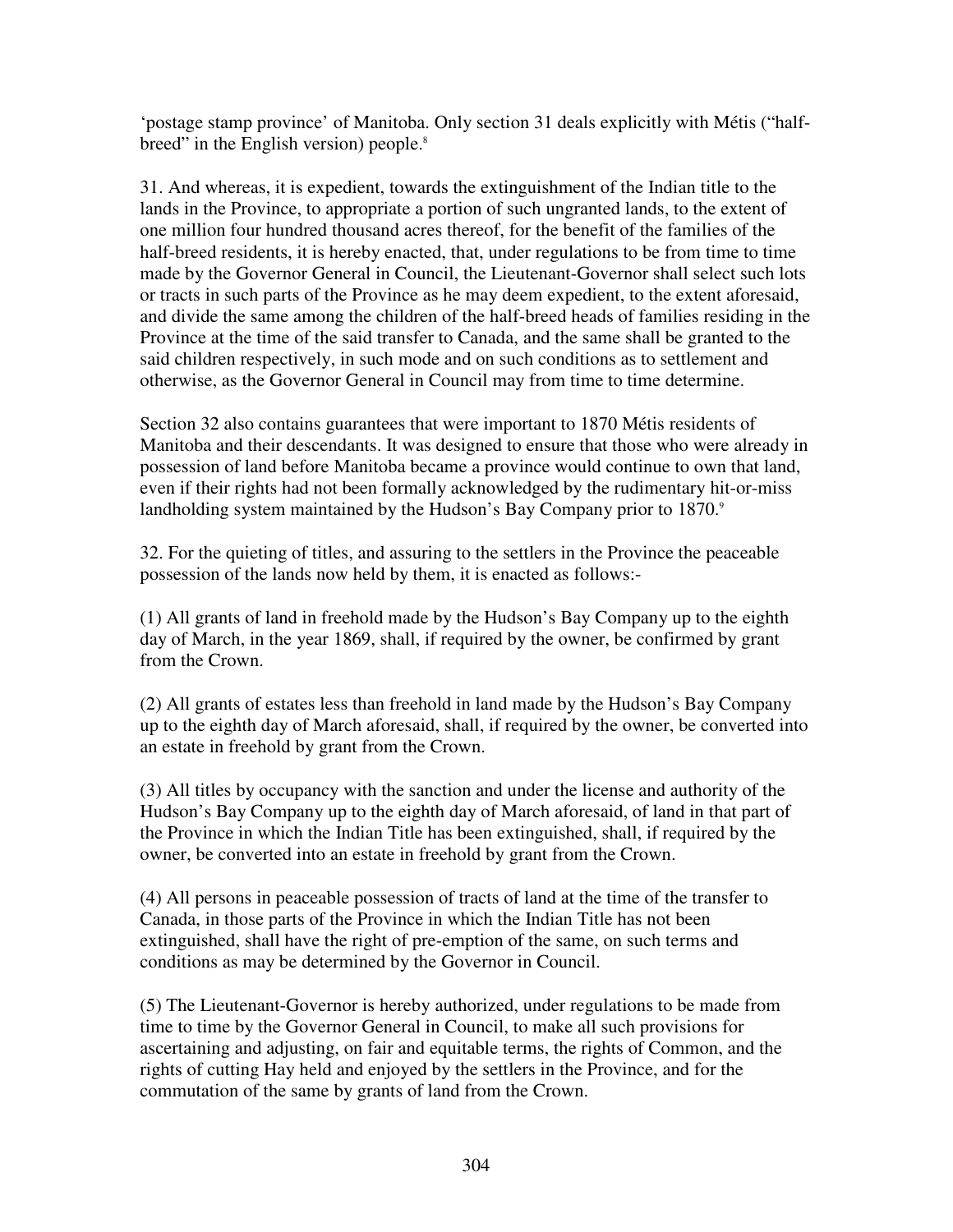'postage stamp province' of Manitoba. Only section 31 deals explicitly with Métis ("half-breed" in the English version) people.[8]

31. And whereas, it is expedient, towards the extinguishment of the Indian title to the lands in the Province, to appropriate a portion of such ungranted lands, to the extent of one million four hundred thousand acres thereof, for the benefit of the families of the half-breed residents, it is hereby enacted, that, under regulations to be from time to time made by the Governor General in Council, the Lieutenant-Governor shall select such lots or tracts in such parts of the Province as he may deem expedient, to the extent aforesaid, and divide the same among the children of the half-breed heads of families residing in the Province at the time of the said transfer to Canada, and the same shall be granted to the said children respectively, in such mode and on such conditions as to settlement and otherwise, as the Governor General in Council may from time to time determine.

Section 32 also contains guarantees that were important to 1870 Métis residents of Manitoba and their descendants. It was designed to ensure that those who were already in possession of land before Manitoba became a province would continue to own that land, even if their rights had not been formally acknowledged by the rudimentary hit-or-miss landholding system maintained by the Hudson's Bay Company prior to 1870.[9]

32. For the quieting of titles, and assuring to the settlers in the Province the peaceable possession of the lands now held by them, it is enacted as follows:-

(1) All grants of land in freehold made by the Hudson's Bay Company up to the eighth day of March, in the year 1869, shall, if required by the owner, be confirmed by grant from the Crown.

(2) All grants of estates less than freehold in land made by the Hudson's Bay Company up to the eighth day of March aforesaid, shall, if required by the owner, be converted into an estate in freehold by grant from the Crown.

(3) All titles by occupancy with the sanction and under the license and authority of the Hudson's Bay Company up to the eighth day of March aforesaid, of land in that part of the Province in which the Indian Title has been extinguished, shall, if required by the owner, be converted into an estate in freehold by grant from the Crown.

(4) All persons in peaceable possession of tracts of land at the time of the transfer to Canada, in those parts of the Province in which the Indian Title has not been extinguished, shall have the right of pre-emption of the same, on such terms and conditions as may be determined by the Governor in Council.

(5) The Lieutenant-Governor is hereby authorized, under regulations to be made from time to time by the Governor General in Council, to make all such provisions for ascertaining and adjusting, on fair and equitable terms, the rights of Common, and the rights of cutting Hay held and enjoyed by the settlers in the Province, and for the commutation of the same by grants of land from the Crown.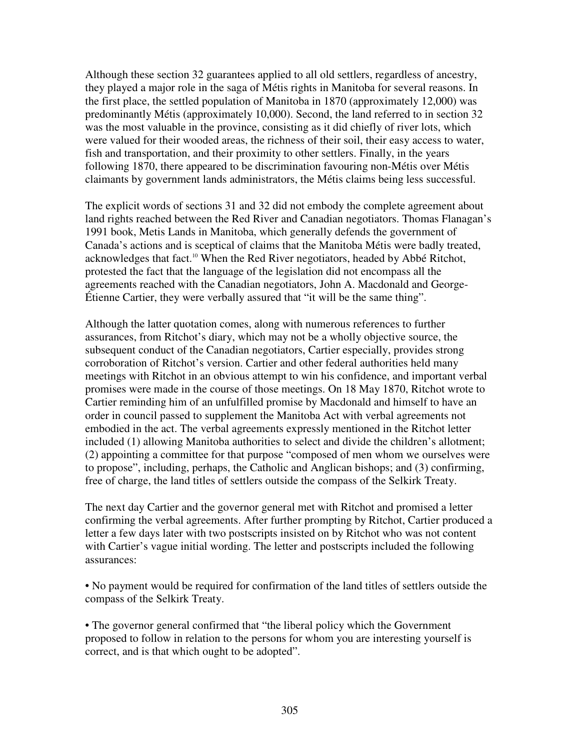Although these section 32 guarantees applied to all old settlers, regardless of ancestry, they played a major role in the saga of Métis rights in Manitoba for several reasons. In the first place, the settled population of Manitoba in 1870 (approximately 12,000) was predominantly Métis (approximately 10,000). Second, the land referred to in section 32 was the most valuable in the province, consisting as it did chiefly of river lots, which were valued for their wooded areas, the richness of their soil, their easy access to water, fish and transportation, and their proximity to other settlers. Finally, in the years following 1870, there appeared to be discrimination favouring non-Métis over Métis claimants by government lands administrators, the Métis claims being less successful.

The explicit words of sections 31 and 32 did not embody the complete agreement about land rights reached between the Red River and Canadian negotiators. Thomas Flanagan's 1991 book, Metis Lands in Manitoba, which generally defends the government of Canada's actions and is sceptical of claims that the Manitoba Métis were badly treated, acknowledges that fact.[10] When the Red River negotiators, headed by Abbé Ritchot, protested the fact that the language of the legislation did not encompass all the agreements reached with the Canadian negotiators, John A. Macdonald and George-Étienne Cartier, they were verbally assured that "it will be the same thing".

Although the latter quotation comes, along with numerous references to further assurances, from Ritchot's diary, which may not be a wholly objective source, the subsequent conduct of the Canadian negotiators, Cartier especially, provides strong corroboration of Ritchot's version. Cartier and other federal authorities held many meetings with Ritchot in an obvious attempt to win his confidence, and important verbal promises were made in the course of those meetings. On 18 May 1870, Ritchot wrote to Cartier reminding him of an unfulfilled promise by Macdonald and himself to have an order in council passed to supplement the Manitoba Act with verbal agreements not embodied in the act. The verbal agreements expressly mentioned in the Ritchot letter included (1) allowing Manitoba authorities to select and divide the children's allotment; (2) appointing a committee for that purpose "composed of men whom we ourselves were to propose", including, perhaps, the Catholic and Anglican bishops; and (3) confirming, free of charge, the land titles of settlers outside the compass of the Selkirk Treaty.

The next day Cartier and the governor general met with Ritchot and promised a letter confirming the verbal agreements. After further prompting by Ritchot, Cartier produced a letter a few days later with two postscripts insisted on by Ritchot who was not content with Cartier's vague initial wording. The letter and postscripts included the following assurances:

- No payment would be required for confirmation of the land titles of settlers outside the compass of the Selkirk Treaty.

- The governor general confirmed that "the liberal policy which the Government proposed to follow in relation to the persons for whom you are interesting yourself is correct, and is that which ought to be adopted".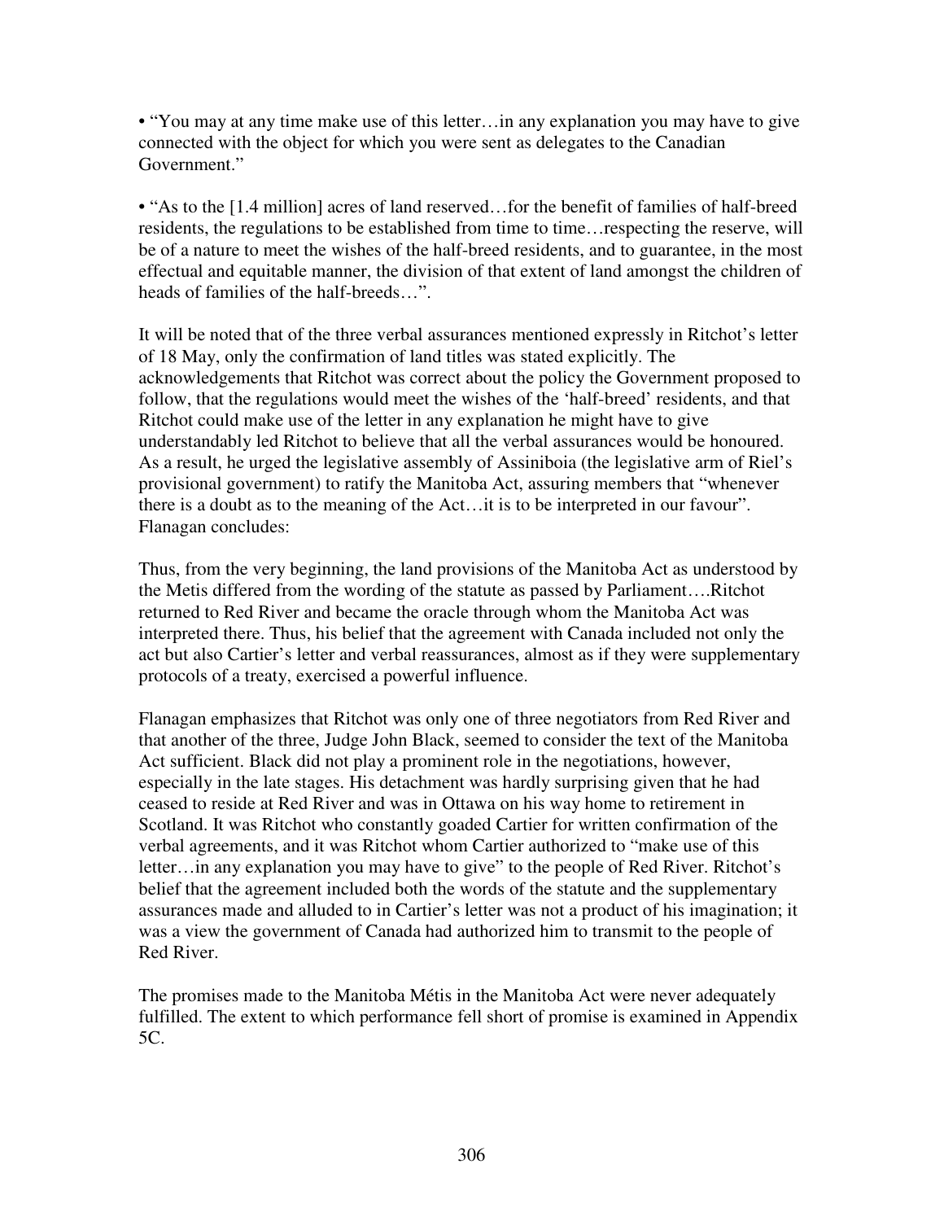- "You may at any time make use of this letter…in any explanation you may have to give connected with the object for which you were sent as delegates to the Canadian Government."

- "As to the [1.4 million] acres of land reserved…for the benefit of families of half-breed residents, the regulations to be established from time to time…respecting the reserve, will be of a nature to meet the wishes of the half-breed residents, and to guarantee, in the most effectual and equitable manner, the division of that extent of land amongst the children of heads of families of the half-breeds…".

It will be noted that of the three verbal assurances mentioned expressly in Ritchot's letter of 18 May, only the confirmation of land titles was stated explicitly. The acknowledgements that Ritchot was correct about the policy the Government proposed to follow, that the regulations would meet the wishes of the 'half-breed' residents, and that Ritchot could make use of the letter in any explanation he might have to give understandably led Ritchot to believe that all the verbal assurances would be honoured. As a result, he urged the legislative assembly of Assiniboia (the legislative arm of Riel's provisional government) to ratify the Manitoba Act, assuring members that "whenever there is a doubt as to the meaning of the Act…it is to be interpreted in our favour". Flanagan concludes:

Thus, from the very beginning, the land provisions of the Manitoba Act as understood by the Metis differed from the wording of the statute as passed by Parliament….Ritchot returned to Red River and became the oracle through whom the Manitoba Act was interpreted there. Thus, his belief that the agreement with Canada included not only the act but also Cartier's letter and verbal reassurances, almost as if they were supplementary protocols of a treaty, exercised a powerful influence.

Flanagan emphasizes that Ritchot was only one of three negotiators from Red River and that another of the three, Judge John Black, seemed to consider the text of the Manitoba Act sufficient. Black did not play a prominent role in the negotiations, however, especially in the late stages. His detachment was hardly surprising given that he had ceased to reside at Red River and was in Ottawa on his way home to retirement in Scotland. It was Ritchot who constantly goaded Cartier for written confirmation of the verbal agreements, and it was Ritchot whom Cartier authorized to "make use of this letter…in any explanation you may have to give" to the people of Red River. Ritchot's belief that the agreement included both the words of the statute and the supplementary assurances made and alluded to in Cartier's letter was not a product of his imagination; it was a view the government of Canada had authorized him to transmit to the people of Red River.

The promises made to the Manitoba Métis in the Manitoba Act were never adequately fulfilled. The extent to which performance fell short of promise is examined in Appendix 5C.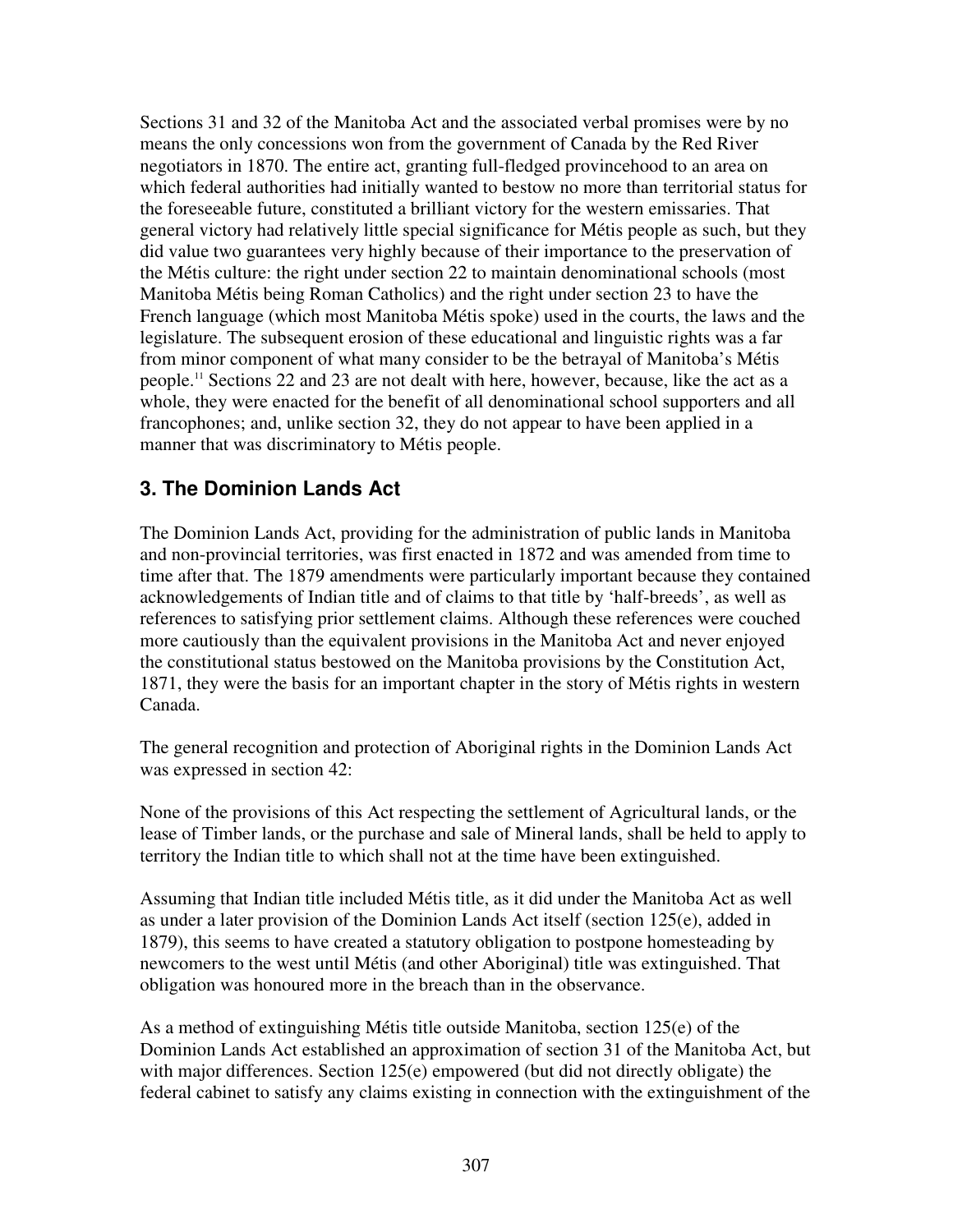Sections 31 and 32 of the Manitoba Act and the associated verbal promises were by no means the only concessions won from the government of Canada by the Red River negotiators in 1870. The entire act, granting full-fledged provincehood to an area on which federal authorities had initially wanted to bestow no more than territorial status for the foreseeable future, constituted a brilliant victory for the western emissaries. That general victory had relatively little special significance for Métis people as such, but they did value two guarantees very highly because of their importance to the preservation of the Métis culture: the right under section 22 to maintain denominational schools (most Manitoba Métis being Roman Catholics) and the right under section 23 to have the French language (which most Manitoba Métis spoke) used in the courts, the laws and the legislature. The subsequent erosion of these educational and linguistic rights was a far from minor component of what many consider to be the betrayal of Manitoba's Métis people.[11] Sections 22 and 23 are not dealt with here, however, because, like the act as a whole, they were enacted for the benefit of all denominational school supporters and all francophones; and, unlike section 32, they do not appear to have been applied in a manner that was discriminatory to Métis people.

## 3. The Dominion Lands Act

The Dominion Lands Act, providing for the administration of public lands in Manitoba and non-provincial territories, was first enacted in 1872 and was amended from time to time after that. The 1879 amendments were particularly important because they contained acknowledgements of Indian title and of claims to that title by 'half-breeds', as well as references to satisfying prior settlement claims. Although these references were couched more cautiously than the equivalent provisions in the Manitoba Act and never enjoyed the constitutional status bestowed on the Manitoba provisions by the Constitution Act, 1871, they were the basis for an important chapter in the story of Métis rights in western Canada.

The general recognition and protection of Aboriginal rights in the Dominion Lands Act was expressed in section 42:

None of the provisions of this Act respecting the settlement of Agricultural lands, or the lease of Timber lands, or the purchase and sale of Mineral lands, shall be held to apply to territory the Indian title to which shall not at the time have been extinguished.

Assuming that Indian title included Métis title, as it did under the Manitoba Act as well as under a later provision of the Dominion Lands Act itself (section 125(e), added in 1879), this seems to have created a statutory obligation to postpone homesteading by newcomers to the west until Métis (and other Aboriginal) title was extinguished. That obligation was honoured more in the breach than in the observance.

As a method of extinguishing Métis title outside Manitoba, section 125(e) of the Dominion Lands Act established an approximation of section 31 of the Manitoba Act, but with major differences. Section 125(e) empowered (but did not directly obligate) the federal cabinet to satisfy any claims existing in connection with the extinguishment of the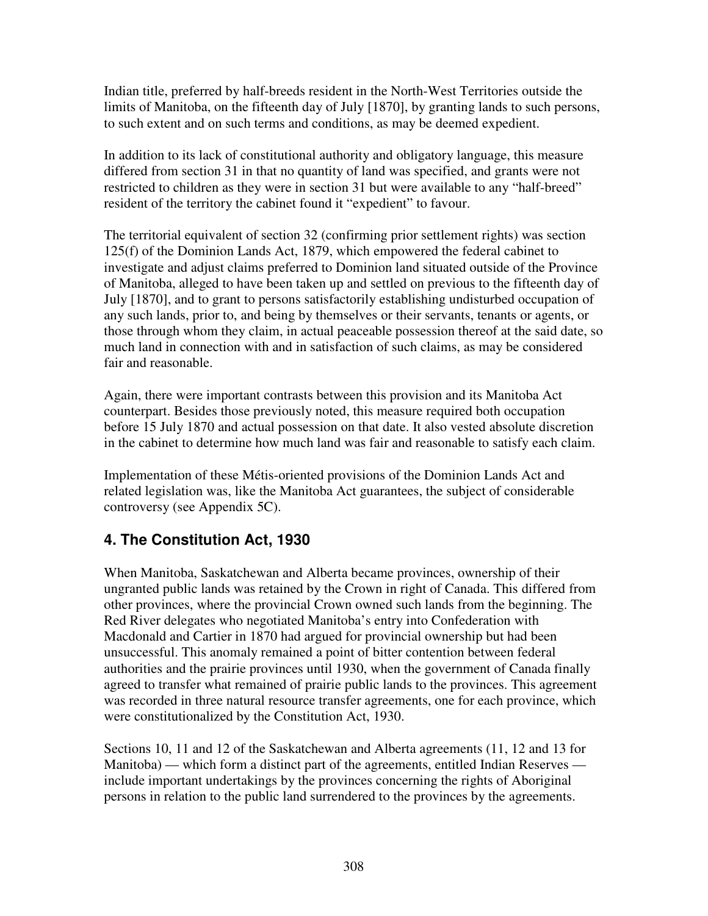Indian title, preferred by half-breeds resident in the North-West Territories outside the limits of Manitoba, on the fifteenth day of July [1870], by granting lands to such persons, to such extent and on such terms and conditions, as may be deemed expedient.

In addition to its lack of constitutional authority and obligatory language, this measure differed from section 31 in that no quantity of land was specified, and grants were not restricted to children as they were in section 31 but were available to any "half-breed" resident of the territory the cabinet found it "expedient" to favour.

The territorial equivalent of section 32 (confirming prior settlement rights) was section 125(f) of the Dominion Lands Act, 1879, which empowered the federal cabinet to investigate and adjust claims preferred to Dominion land situated outside of the Province of Manitoba, alleged to have been taken up and settled on previous to the fifteenth day of July [1870], and to grant to persons satisfactorily establishing undisturbed occupation of any such lands, prior to, and being by themselves or their servants, tenants or agents, or those through whom they claim, in actual peaceable possession thereof at the said date, so much land in connection with and in satisfaction of such claims, as may be considered fair and reasonable.

Again, there were important contrasts between this provision and its Manitoba Act counterpart. Besides those previously noted, this measure required both occupation before 15 July 1870 and actual possession on that date. It also vested absolute discretion in the cabinet to determine how much land was fair and reasonable to satisfy each claim.

Implementation of these Métis-oriented provisions of the Dominion Lands Act and related legislation was, like the Manitoba Act guarantees, the subject of considerable controversy (see Appendix 5C).

## 4. The Constitution Act, 1930

When Manitoba, Saskatchewan and Alberta became provinces, ownership of their ungranted public lands was retained by the Crown in right of Canada. This differed from other provinces, where the provincial Crown owned such lands from the beginning. The Red River delegates who negotiated Manitoba's entry into Confederation with Macdonald and Cartier in 1870 had argued for provincial ownership but had been unsuccessful. This anomaly remained a point of bitter contention between federal authorities and the prairie provinces until 1930, when the government of Canada finally agreed to transfer what remained of prairie public lands to the provinces. This agreement was recorded in three natural resource transfer agreements, one for each province, which were constitutionalized by the Constitution Act, 1930.

Sections 10, 11 and 12 of the Saskatchewan and Alberta agreements (11, 12 and 13 for Manitoba) — which form a distinct part of the agreements, entitled Indian Reserves — include important undertakings by the provinces concerning the rights of Aboriginal persons in relation to the public land surrendered to the provinces by the agreements.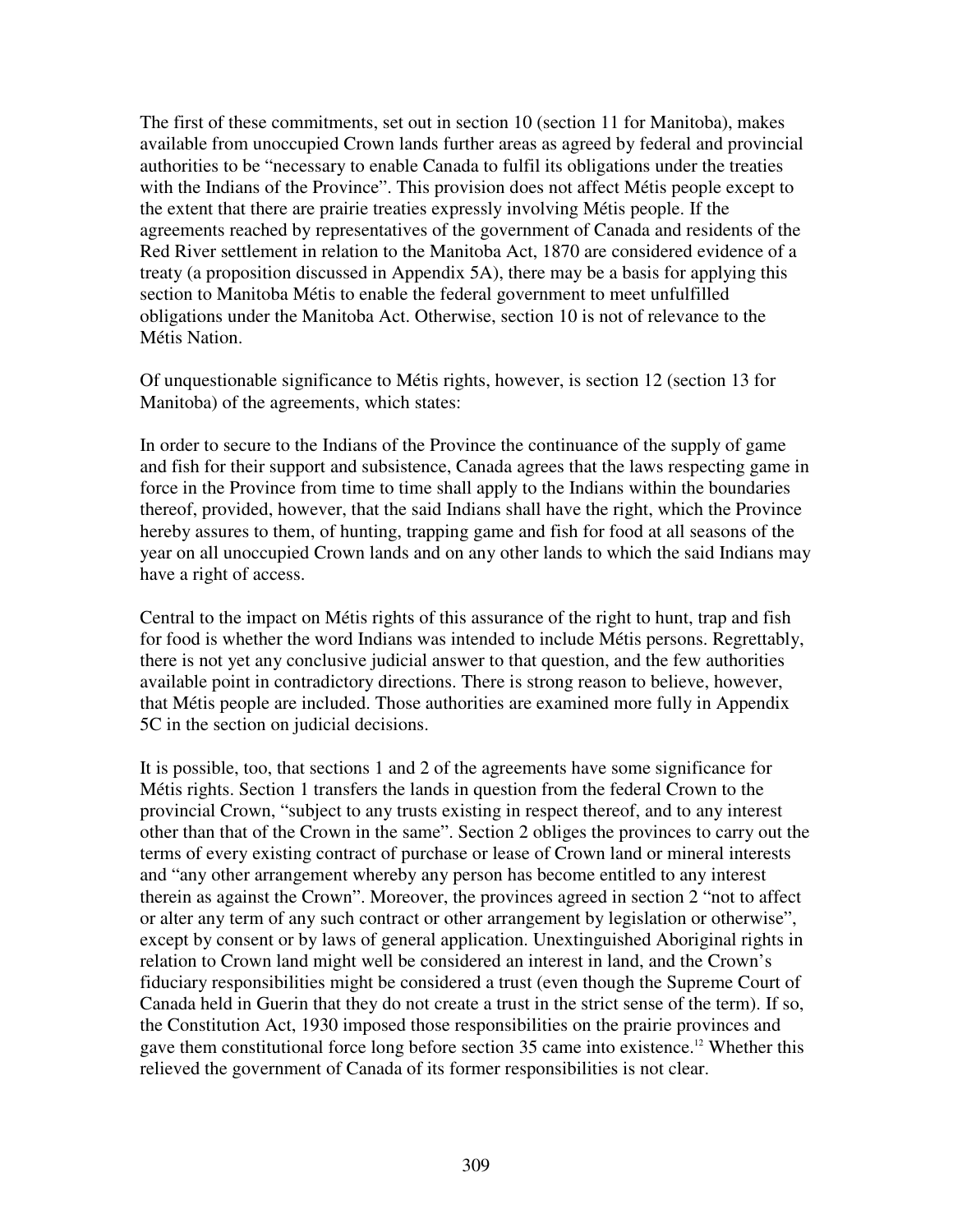The first of these commitments, set out in section 10 (section 11 for Manitoba), makes available from unoccupied Crown lands further areas as agreed by federal and provincial authorities to be "necessary to enable Canada to fulfil its obligations under the treaties with the Indians of the Province". This provision does not affect Métis people except to the extent that there are prairie treaties expressly involving Métis people. If the agreements reached by representatives of the government of Canada and residents of the Red River settlement in relation to the Manitoba Act, 1870 are considered evidence of a treaty (a proposition discussed in Appendix 5A), there may be a basis for applying this section to Manitoba Métis to enable the federal government to meet unfulfilled obligations under the Manitoba Act. Otherwise, section 10 is not of relevance to the Métis Nation.

Of unquestionable significance to Métis rights, however, is section 12 (section 13 for Manitoba) of the agreements, which states:

In order to secure to the Indians of the Province the continuance of the supply of game and fish for their support and subsistence, Canada agrees that the laws respecting game in force in the Province from time to time shall apply to the Indians within the boundaries thereof, provided, however, that the said Indians shall have the right, which the Province hereby assures to them, of hunting, trapping game and fish for food at all seasons of the year on all unoccupied Crown lands and on any other lands to which the said Indians may have a right of access.

Central to the impact on Métis rights of this assurance of the right to hunt, trap and fish for food is whether the word Indians was intended to include Métis persons. Regrettably, there is not yet any conclusive judicial answer to that question, and the few authorities available point in contradictory directions. There is strong reason to believe, however, that Métis people are included. Those authorities are examined more fully in Appendix 5C in the section on judicial decisions.

It is possible, too, that sections 1 and 2 of the agreements have some significance for Métis rights. Section 1 transfers the lands in question from the federal Crown to the provincial Crown, "subject to any trusts existing in respect thereof, and to any interest other than that of the Crown in the same". Section 2 obliges the provinces to carry out the terms of every existing contract of purchase or lease of Crown land or mineral interests and "any other arrangement whereby any person has become entitled to any interest therein as against the Crown". Moreover, the provinces agreed in section 2 "not to affect or alter any term of any such contract or other arrangement by legislation or otherwise", except by consent or by laws of general application. Unextinguished Aboriginal rights in relation to Crown land might well be considered an interest in land, and the Crown's fiduciary responsibilities might be considered a trust (even though the Supreme Court of Canada held in Guerin that they do not create a trust in the strict sense of the term). If so, the Constitution Act, 1930 imposed those responsibilities on the prairie provinces and gave them constitutional force long before section 35 came into existence.[12] Whether this relieved the government of Canada of its former responsibilities is not clear.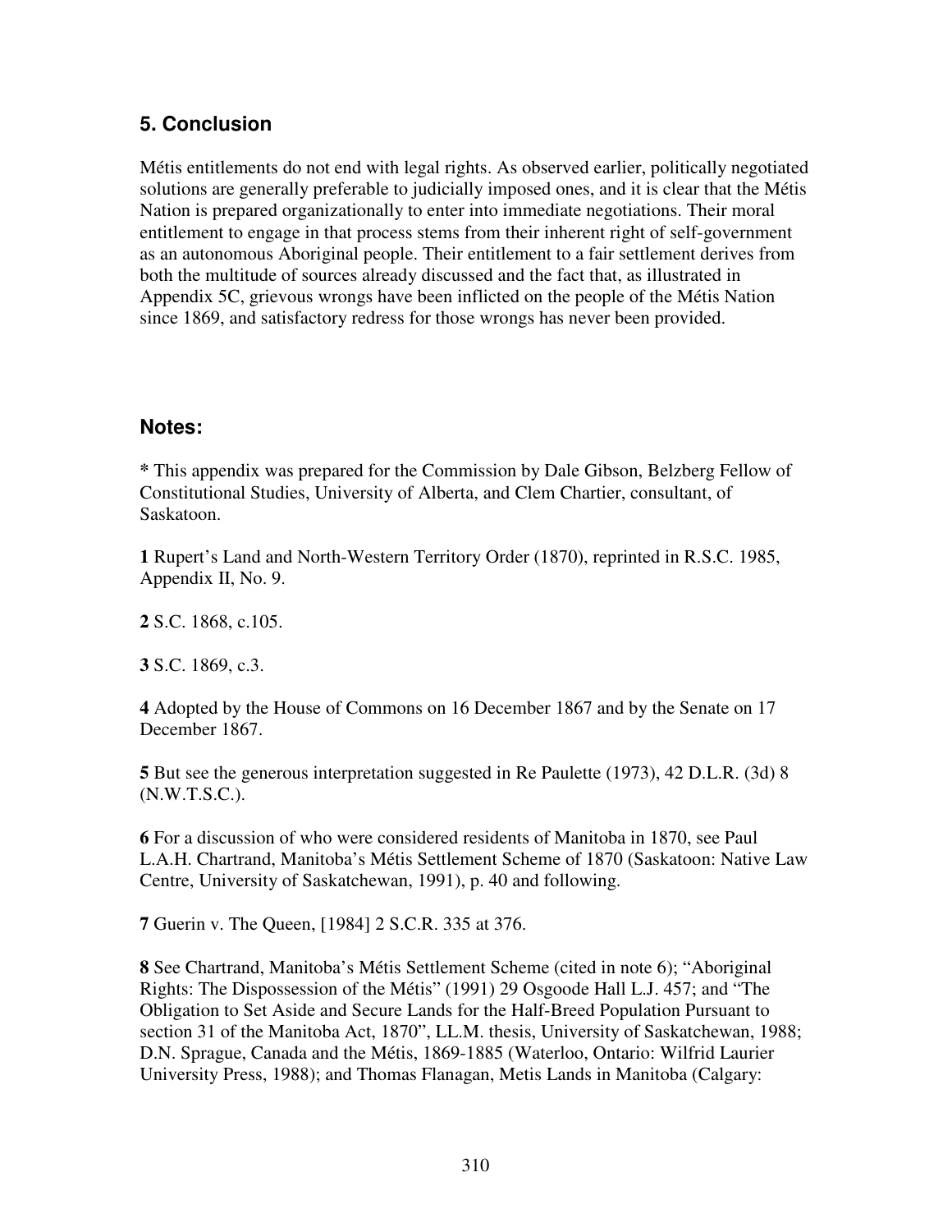## 5. Conclusion

Métis entitlements do not end with legal rights. As observed earlier, politically negotiated solutions are generally preferable to judicially imposed ones, and it is clear that the Métis Nation is prepared organizationally to enter into immediate negotiations. Their moral entitlement to engage in that process stems from their inherent right of self-government as an autonomous Aboriginal people. Their entitlement to a fair settlement derives from both the multitude of sources already discussed and the fact that, as illustrated in Appendix 5C, grievous wrongs have been inflicted on the people of the Métis Nation since 1869, and satisfactory redress for those wrongs has never been provided.

## Notes:

**\*** This appendix was prepared for the Commission by Dale Gibson, Belzberg Fellow of Constitutional Studies, University of Alberta, and Clem Chartier, consultant, of Saskatoon.

**1** Rupert's Land and North-Western Territory Order (1870), reprinted in R.S.C. 1985, Appendix II, No. 9.

**2** S.C. 1868, c.105.

**3** S.C. 1869, c.3.

**4** Adopted by the House of Commons on 16 December 1867 and by the Senate on 17 December 1867.

**5** But see the generous interpretation suggested in Re Paulette (1973), 42 D.L.R. (3d) 8 (N.W.T.S.C.).

**6** For a discussion of who were considered residents of Manitoba in 1870, see Paul L.A.H. Chartrand, Manitoba's Métis Settlement Scheme of 1870 (Saskatoon: Native Law Centre, University of Saskatchewan, 1991), p. 40 and following.

**7** Guerin v. The Queen, [1984] 2 S.C.R. 335 at 376.

**8** See Chartrand, Manitoba's Métis Settlement Scheme (cited in note 6); "Aboriginal Rights: The Dispossession of the Métis" (1991) 29 Osgoode Hall L.J. 457; and "The Obligation to Set Aside and Secure Lands for the Half-Breed Population Pursuant to section 31 of the Manitoba Act, 1870", LL.M. thesis, University of Saskatchewan, 1988; D.N. Sprague, Canada and the Métis, 1869-1885 (Waterloo, Ontario: Wilfrid Laurier University Press, 1988); and Thomas Flanagan, Metis Lands in Manitoba (Calgary: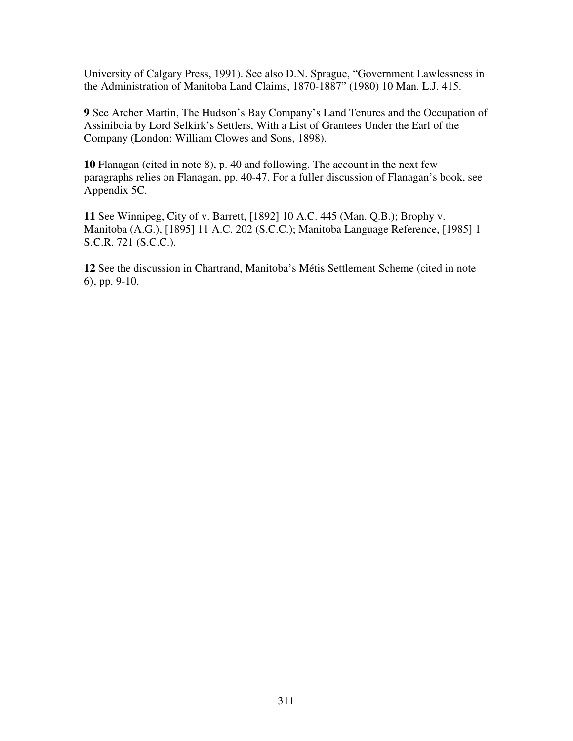University of Calgary Press, 1991). See also D.N. Sprague, "Government Lawlessness in the Administration of Manitoba Land Claims, 1870-1887" (1980) 10 Man. L.J. 415.

**9** See Archer Martin, The Hudson's Bay Company's Land Tenures and the Occupation of Assiniboia by Lord Selkirk's Settlers, With a List of Grantees Under the Earl of the Company (London: William Clowes and Sons, 1898).

**10** Flanagan (cited in note 8), p. 40 and following. The account in the next few paragraphs relies on Flanagan, pp. 40-47. For a fuller discussion of Flanagan's book, see Appendix 5C.

**11** See Winnipeg, City of v. Barrett, [1892] 10 A.C. 445 (Man. Q.B.); Brophy v. Manitoba (A.G.), [1895] 11 A.C. 202 (S.C.C.); Manitoba Language Reference, [1985] 1 S.C.R. 721 (S.C.C.).

**12** See the discussion in Chartrand, Manitoba's Métis Settlement Scheme (cited in note 6), pp. 9-10.